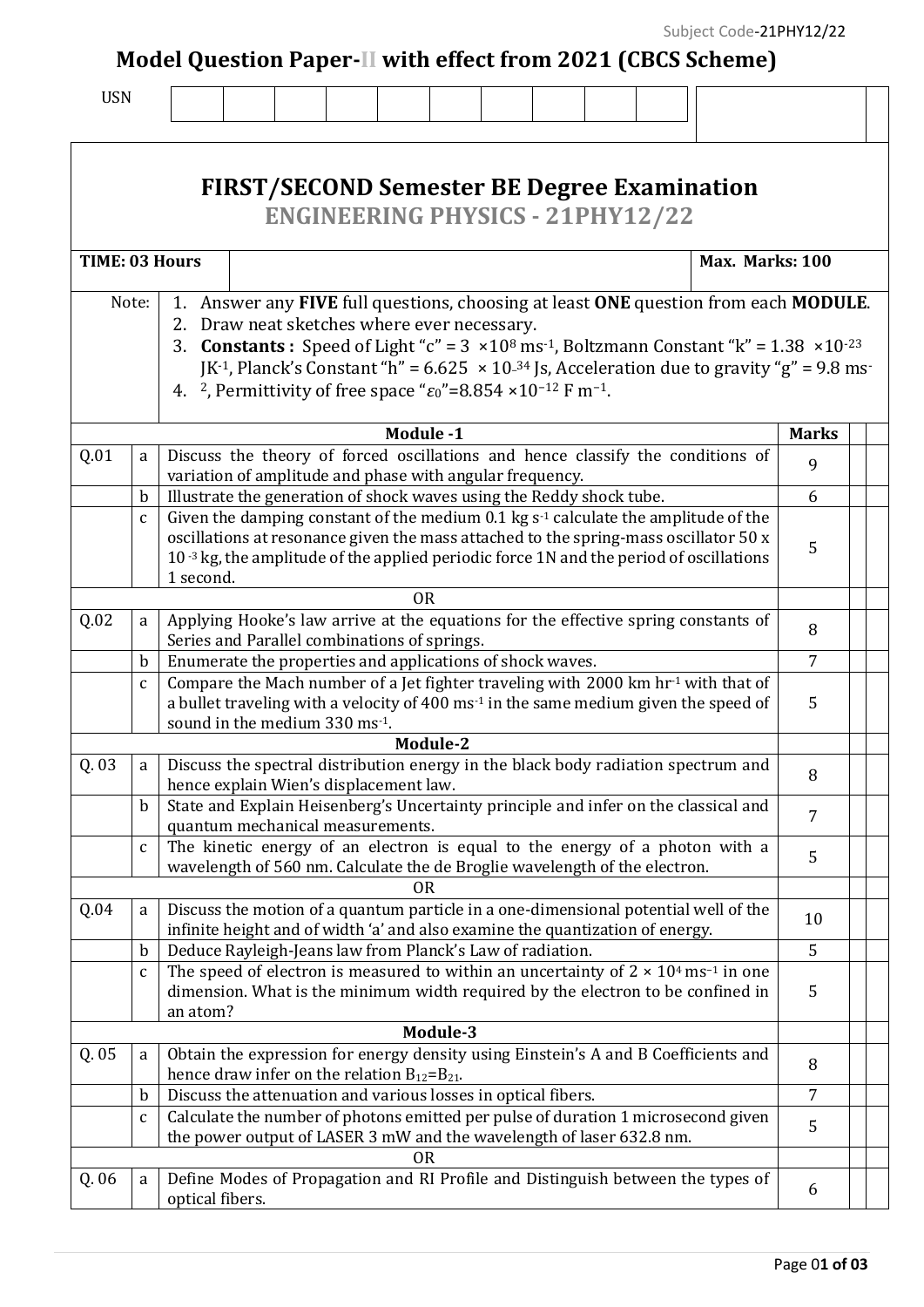Subject Code-21PHY12/22

# Model Question Paper-II with effect from 2021 (CBCS Scheme)

USN

## FIRST/SECOND Semester BE Degree Examination

## ENGINEERING PHYSICS - 21PHY12/22

**TIME: 03 Hours** | **Max. Marks: 100**

Note:
1. Answer any **FIVE** full questions, choosing at least **ONE** question from each **MODULE**.
2. Draw neat sketches where ever necessary.
3. **Constants :** Speed of Light "c" = $3 \times 10^{8}$ ms$^{-1}$, Boltzmann Constant "k" = $1.38 \times 10^{-23}$ JK$^{-1}$, Planck's Constant "h" = $6.625 \times 10^{-34}$ Js, Acceleration due to gravity "g" = 9.8 ms$^{-2}$, Permittivity of free space "$\varepsilon_0$"=$8.854 \times 10^{-12}$ F m$^{-1}$.

| | | | Marks |
|---|---|---|---|
| | | **Module -1** | |
| Q.01 | a | Discuss the theory of forced oscillations and hence classify the conditions of variation of amplitude and phase with angular frequency. | 9 |
| | b | Illustrate the generation of shock waves using the Reddy shock tube. | 6 |
| | c | Given the damping constant of the medium 0.1 kg s$^{-1}$ calculate the amplitude of the oscillations at resonance given the mass attached to the spring-mass oscillator 50 x $10^{-3}$ kg, the amplitude of the applied periodic force 1N and the period of oscillations 1 second. | 5 |
| | | OR | |
| Q.02 | a | Applying Hooke's law arrive at the equations for the effective spring constants of Series and Parallel combinations of springs. | 8 |
| | b | Enumerate the properties and applications of shock waves. | 7 |
| | c | Compare the Mach number of a Jet fighter traveling with 2000 km hr$^{-1}$ with that of a bullet traveling with a velocity of 400 ms$^{-1}$ in the same medium given the speed of sound in the medium 330 ms$^{-1}$. | 5 |
| | | **Module-2** | |
| Q. 03 | a | Discuss the spectral distribution energy in the black body radiation spectrum and hence explain Wien's displacement law. | 8 |
| | b | State and Explain Heisenberg's Uncertainty principle and infer on the classical and quantum mechanical measurements. | 7 |
| | c | The kinetic energy of an electron is equal to the energy of a photon with a wavelength of 560 nm. Calculate the de Broglie wavelength of the electron. | 5 |
| | | OR | |
| Q.04 | a | Discuss the motion of a quantum particle in a one-dimensional potential well of the infinite height and of width 'a' and also examine the quantization of energy. | 10 |
| | b | Deduce Rayleigh-Jeans law from Planck's Law of radiation. | 5 |
| | c | The speed of electron is measured to within an uncertainty of $2 \times 10^{4}$ ms$^{-1}$ in one dimension. What is the minimum width required by the electron to be confined in an atom? | 5 |
| | | **Module-3** | |
| Q. 05 | a | Obtain the expression for energy density using Einstein's A and B Coefficients and hence draw infer on the relation $B_{12}=B_{21}$. | 8 |
| | b | Discuss the attenuation and various losses in optical fibers. | 7 |
| | c | Calculate the number of photons emitted per pulse of duration 1 microsecond given the power output of LASER 3 mW and the wavelength of laser 632.8 nm. | 5 |
| | | OR | |
| Q. 06 | a | Define Modes of Propagation and RI Profile and Distinguish between the types of optical fibers. | 6 |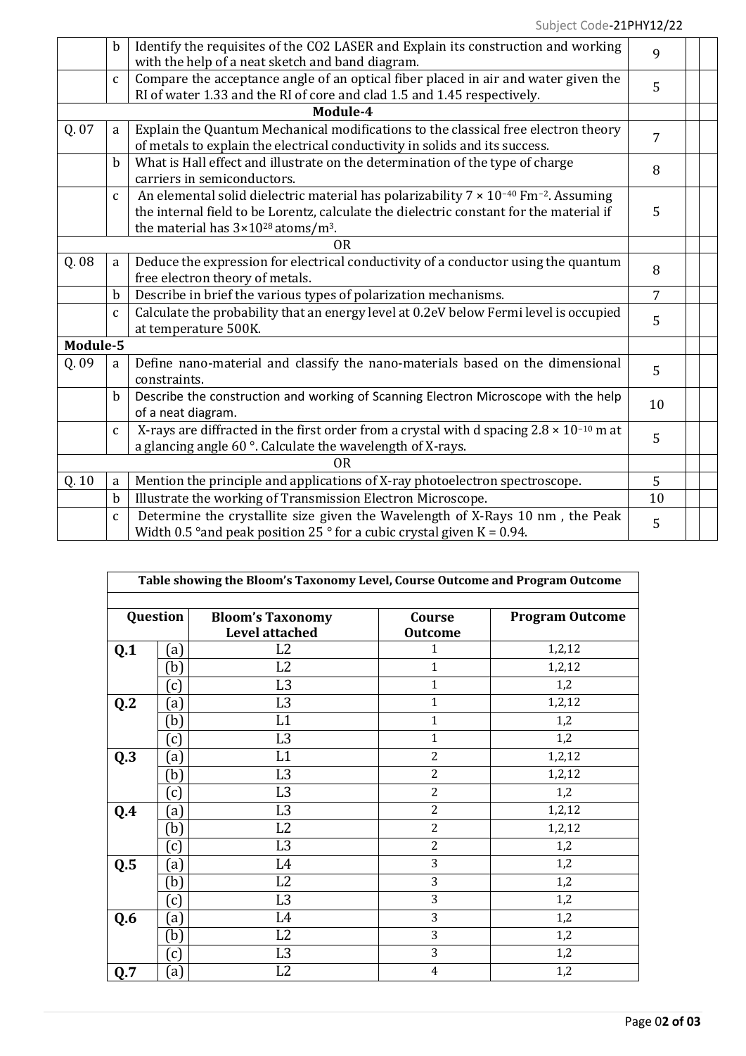| | | | | | |
|---|---|---|---|---|---|
| | b | Identify the requisites of the $CO_2$ LASER and Explain its construction and working with the help of a neat sketch and band diagram. | 9 | | |
| | c | Compare the acceptance angle of an optical fiber placed in air and water given the RI of water 1.33 and the RI of core and clad 1.5 and 1.45 respectively. | 5 | | |
| **Module-4** | | | | | |
| Q. 07 | a | Explain the Quantum Mechanical modifications to the classical free electron theory of metals to explain the electrical conductivity in solids and its success. | 7 | | |
| | b | What is Hall effect and illustrate on the determination of the type of charge carriers in semiconductors. | 8 | | |
| | c | An elemental solid dielectric material has polarizability $7 \times 10^{-40}$ $Fm^{-2}$. Assuming the internal field to be Lorentz, calculate the dielectric constant for the material if the material has $3 \times 10^{28}$ atoms/$m^3$. | 5 | | |
| OR | | | | | |
| Q. 08 | a | Deduce the expression for electrical conductivity of a conductor using the quantum free electron theory of metals. | 8 | | |
| | b | Describe in brief the various types of polarization mechanisms. | 7 | | |
| | c | Calculate the probability that an energy level at 0.2eV below Fermi level is occupied at temperature 500K. | 5 | | |
| **Module-5** | | | | | |
| Q. 09 | a | Define nano-material and classify the nano-materials based on the dimensional constraints. | 5 | | |
| | b | Describe the construction and working of Scanning Electron Microscope with the help of a neat diagram. | 10 | | |
| | c | X-rays are diffracted in the first order from a crystal with d spacing $2.8 \times 10^{-10}$ m at a glancing angle 60 °. Calculate the wavelength of X-rays. | 5 | | |
| OR | | | | | |
| Q. 10 | a | Mention the principle and applications of X-ray photoelectron spectroscope. | 5 | | |
| | b | Illustrate the working of Transmission Electron Microscope. | 10 | | |
| | c | Determine the crystallite size given the Wavelength of X-Rays 10 nm , the Peak Width 0.5 °and peak position 25 ° for a cubic crystal given K = 0.94. | 5 | | |

**Table showing the Bloom's Taxonomy Level, Course Outcome and Program Outcome**

| Question | | Bloom's Taxonomy Level attached | Course Outcome | Program Outcome |
|---|---|---|---|---|
| **Q.1** | (a) | L2 | 1 | 1,2,12 |
| | (b) | L2 | 1 | 1,2,12 |
| | (c) | L3 | 1 | 1,2 |
| **Q.2** | (a) | L3 | 1 | 1,2,12 |
| | (b) | L1 | 1 | 1,2 |
| | (c) | L3 | 1 | 1,2 |
| **Q.3** | (a) | L1 | 2 | 1,2,12 |
| | (b) | L3 | 2 | 1,2,12 |
| | (c) | L3 | 2 | 1,2 |
| **Q.4** | (a) | L3 | 2 | 1,2,12 |
| | (b) | L2 | 2 | 1,2,12 |
| | (c) | L3 | 2 | 1,2 |
| **Q.5** | (a) | L4 | 3 | 1,2 |
| | (b) | L2 | 3 | 1,2 |
| | (c) | L3 | 3 | 1,2 |
| **Q.6** | (a) | L4 | 3 | 1,2 |
| | (b) | L2 | 3 | 1,2 |
| | (c) | L3 | 3 | 1,2 |
| **Q.7** | (a) | L2 | 4 | 1,2 |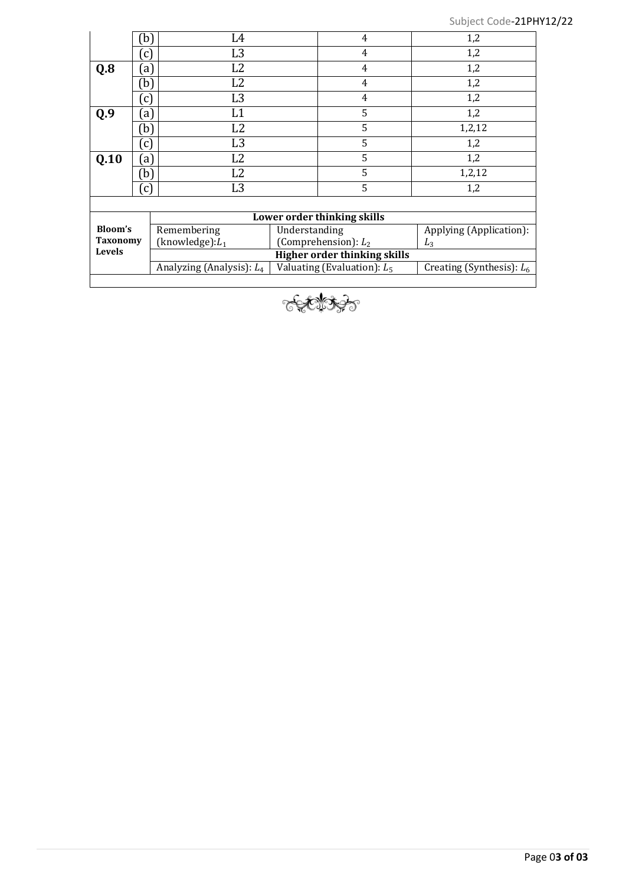| | | | | |
|---|---|---|---|---|
| | (b) | L4 | 4 | 1,2 |
| | (c) | L3 | 4 | 1,2 |
| **Q.8** | (a) | L2 | 4 | 1,2 |
| | (b) | L2 | 4 | 1,2 |
| | (c) | L3 | 4 | 1,2 |
| **Q.9** | (a) | L1 | 5 | 1,2 |
| | (b) | L2 | 5 | 1,2,12 |
| | (c) | L3 | 5 | 1,2 |
| **Q.10** | (a) | L2 | 5 | 1,2 |
| | (b) | L2 | 5 | 1,2,12 |
| | (c) | L3 | 5 | 1,2 |

| | | | |
|---|---|---|---|
| **Bloom's Taxonomy Levels** | **Lower order thinking skills** | | |
| | Remembering (knowledge): $L_1$ | Understanding (Comprehension): $L_2$ | Applying (Application): $L_3$ |
| | **Higher order thinking skills** | | |
| | Analyzing (Analysis): $L_4$ | Valuating (Evaluation): $L_5$ | Creating (Synthesis): $L_6$ |